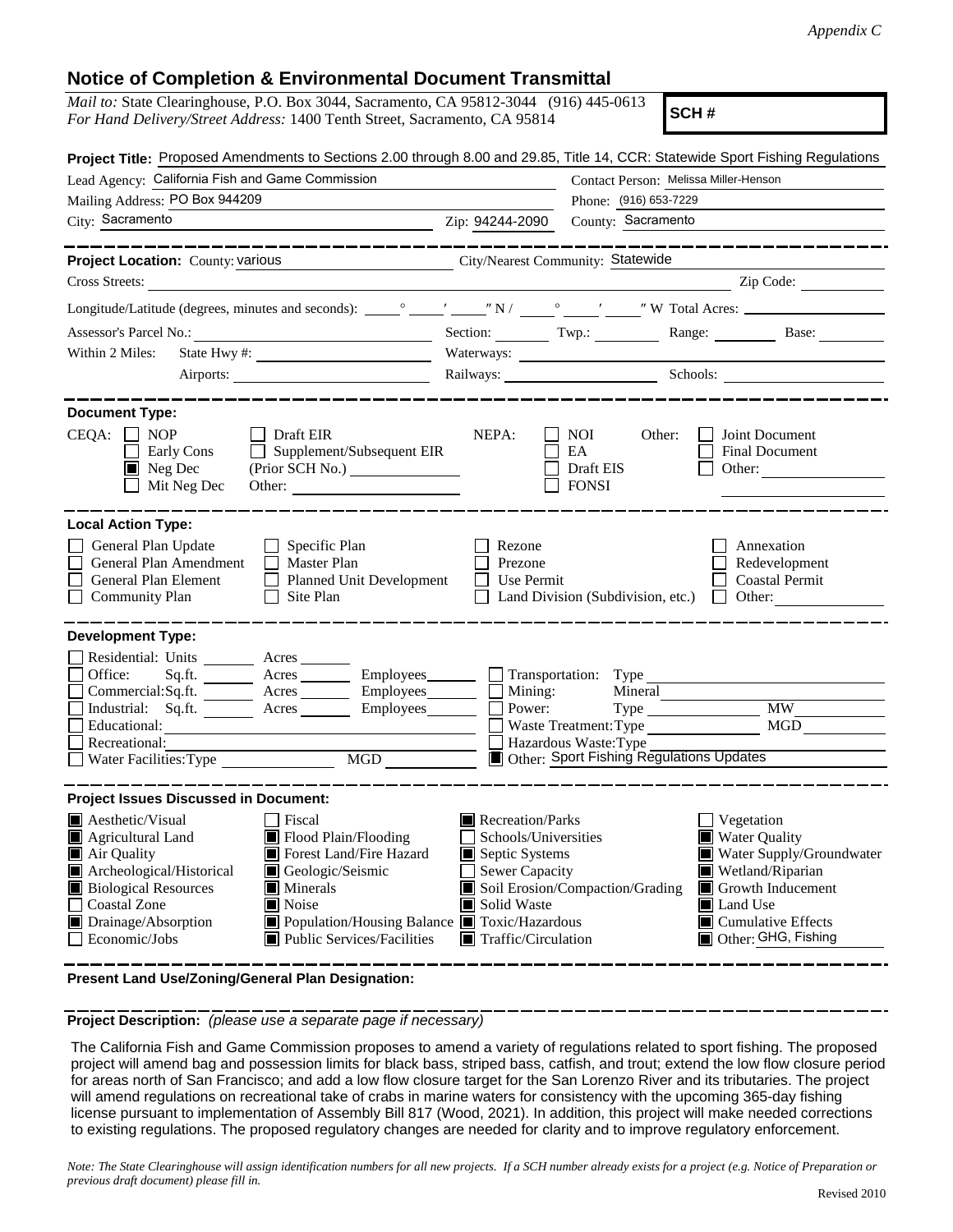*Appendix C*

# Notice of Completion & Environmental Document Transmittal

*Mail to:* State Clearinghouse, P.O. Box 3044, Sacramento, CA 95812-3044 (916) 445-0613
*For Hand Delivery/Street Address:* 1400 Tenth Street, Sacramento, CA 95814

**SCH #**

**Project Title:** Proposed Amendments to Sections 2.00 through 8.00 and 29.85, Title 14, CCR: Statewide Sport Fishing Regulations

Lead Agency: California Fish and Game Commission
Contact Person: Melissa Miller-Henson
Mailing Address: PO Box 944209
Phone: (916) 653-7229
City: Sacramento Zip: 94244-2090 County: Sacramento

---

**Project Location:** County: various City/Nearest Community: Statewide
Cross Streets: Zip Code:
Longitude/Latitude (degrees, minutes and seconds): ° ′ ″ N / ° ′ ″ W Total Acres:
Assessor's Parcel No.: Section: Twp.: Range: Base:
Within 2 Miles: State Hwy #: Waterways:
Airports: Railways: Schools:

---

**Document Type:**

CEQA: ☐ NOP ☐ Draft EIR ☐ Early Cons ☐ Supplement/Subsequent EIR ☒ Neg Dec (Prior SCH No.) ☐ Mit Neg Dec Other:

NEPA: ☐ NOI ☐ EA ☐ Draft EIS ☐ FONSI

Other: ☐ Joint Document ☐ Final Document ☐ Other:

---

**Local Action Type:**

☐ General Plan Update ☐ Specific Plan ☐ Rezone ☐ Annexation
☐ General Plan Amendment ☐ Master Plan ☐ Prezone ☐ Redevelopment
☐ General Plan Element ☐ Planned Unit Development ☐ Use Permit ☐ Coastal Permit
☐ Community Plan ☐ Site Plan ☐ Land Division (Subdivision, etc.) ☐ Other:

---

**Development Type:**

☐ Residential: Units Acres
☐ Office: Sq.ft. Acres Employees
☐ Commercial: Sq.ft. Acres Employees
☐ Industrial: Sq.ft. Acres Employees
☐ Educational:
☐ Recreational:
☐ Water Facilities: Type MGD
☐ Transportation: Type
☐ Mining: Mineral
☐ Power: Type MW
☐ Waste Treatment: Type MGD
☐ Hazardous Waste: Type
☒ Other: Sport Fishing Regulations Updates

---

**Project Issues Discussed in Document:**

☒ Aesthetic/Visual
☒ Agricultural Land
☒ Air Quality
☒ Archeological/Historical
☒ Biological Resources
☐ Coastal Zone
☒ Drainage/Absorption
☐ Economic/Jobs
☐ Fiscal
☒ Flood Plain/Flooding
☒ Forest Land/Fire Hazard
☒ Geologic/Seismic
☒ Minerals
☒ Noise
☒ Population/Housing Balance
☒ Public Services/Facilities
☒ Recreation/Parks
☐ Schools/Universities
☒ Septic Systems
☐ Sewer Capacity
☒ Soil Erosion/Compaction/Grading
☒ Solid Waste
☒ Toxic/Hazardous
☒ Traffic/Circulation
☐ Vegetation
☒ Water Quality
☒ Water Supply/Groundwater
☒ Wetland/Riparian
☒ Growth Inducement
☒ Land Use
☒ Cumulative Effects
☒ Other: GHG, Fishing

---

**Present Land Use/Zoning/General Plan Designation:**

---

**Project Description:** *(please use a separate page if necessary)*

The California Fish and Game Commission proposes to amend a variety of regulations related to sport fishing. The proposed project will amend bag and possession limits for black bass, striped bass, catfish, and trout; extend the low flow closure period for areas north of San Francisco; and add a low flow closure target for the San Lorenzo River and its tributaries. The project will amend regulations on recreational take of crabs in marine waters for consistency with the upcoming 365-day fishing license pursuant to implementation of Assembly Bill 817 (Wood, 2021). In addition, this project will make needed corrections to existing regulations. The proposed regulatory changes are needed for clarity and to improve regulatory enforcement.

*Note: The State Clearinghouse will assign identification numbers for all new projects. If a SCH number already exists for a project (e.g. Notice of Preparation or previous draft document) please fill in.*

Revised 2010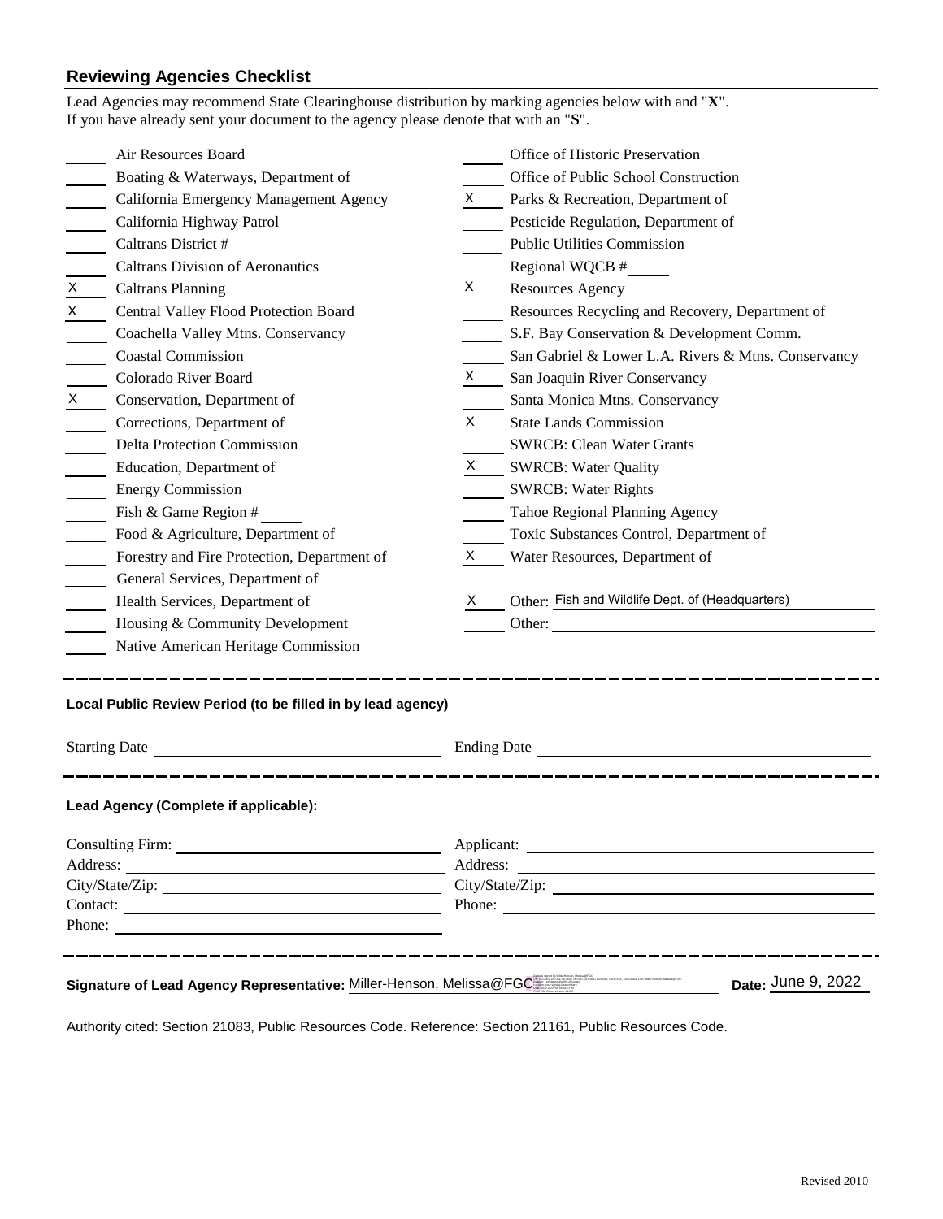## Reviewing Agencies Checklist

Lead Agencies may recommend State Clearinghouse distribution by marking agencies below with and "**X**".
If you have already sent your document to the agency please denote that with an "**S**".

| | | | |
|---|---|---|---|
| | Air Resources Board | | Office of Historic Preservation |
| | Boating & Waterways, Department of | | Office of Public School Construction |
| | California Emergency Management Agency | X | Parks & Recreation, Department of |
| | California Highway Patrol | | Pesticide Regulation, Department of |
| | Caltrans District # | | Public Utilities Commission |
| | Caltrans Division of Aeronautics | | Regional WQCB # |
| X | Caltrans Planning | X | Resources Agency |
| X | Central Valley Flood Protection Board | | Resources Recycling and Recovery, Department of |
| | Coachella Valley Mtns. Conservancy | | S.F. Bay Conservation & Development Comm. |
| | Coastal Commission | | San Gabriel & Lower L.A. Rivers & Mtns. Conservancy |
| | Colorado River Board | X | San Joaquin River Conservancy |
| X | Conservation, Department of | | Santa Monica Mtns. Conservancy |
| | Corrections, Department of | X | State Lands Commission |
| | Delta Protection Commission | | SWRCB: Clean Water Grants |
| | Education, Department of | X | SWRCB: Water Quality |
| | Energy Commission | | SWRCB: Water Rights |
| | Fish & Game Region # | | Tahoe Regional Planning Agency |
| | Food & Agriculture, Department of | | Toxic Substances Control, Department of |
| | Forestry and Fire Protection, Department of | X | Water Resources, Department of |
| | General Services, Department of | | |
| | Health Services, Department of | X | Other: Fish and Wildlife Dept. of (Headquarters) |
| | Housing & Community Development | | Other: |
| | Native American Heritage Commission | | |

---

**Local Public Review Period (to be filled in by lead agency)**

Starting Date ____________ Ending Date ____________

---

**Lead Agency (Complete if applicable):**

| | |
|---|---|
| Consulting Firm: | Applicant: |
| Address: | Address: |
| City/State/Zip: | City/State/Zip: |
| Contact: | Phone: |
| Phone: | |

---

**Signature of Lead Agency Representative:** Miller-Henson, Melissa@FGC **Date:** June 9, 2022

Authority cited: Section 21083, Public Resources Code. Reference: Section 21161, Public Resources Code.

Revised 2010